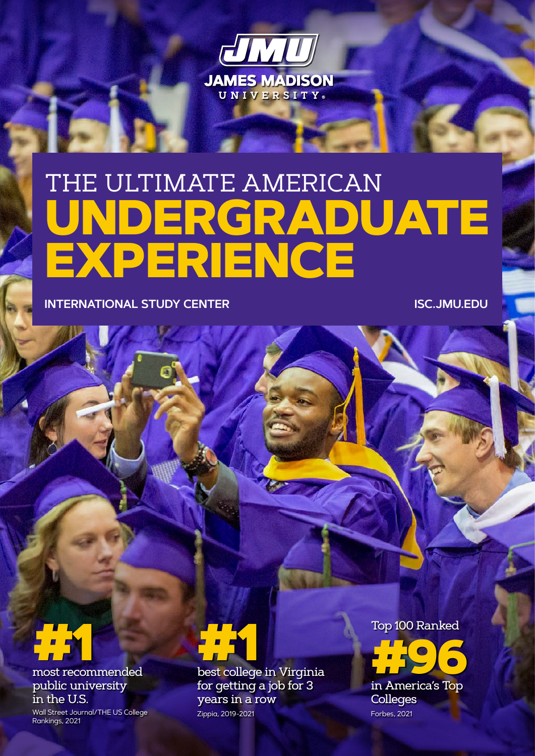JMU

JAMES MADISON UNIVERSITY®

# THE ULTIMATE AMERICAN UNDERGRADUATE EXPERIENCE

**INTERNATIONAL STUDY CENTER** **ISC.JMU.EDU**

**#1**

most recommended public university in the U.S.

Wall Street Journal/THE US College Rankings, 2021

**#1**

best college in Virginia for getting a job for 3 years in a row

Zippia, 2019-2021

Top 100 Ranked

**#96**

in America's Top Colleges

Forbes, 2021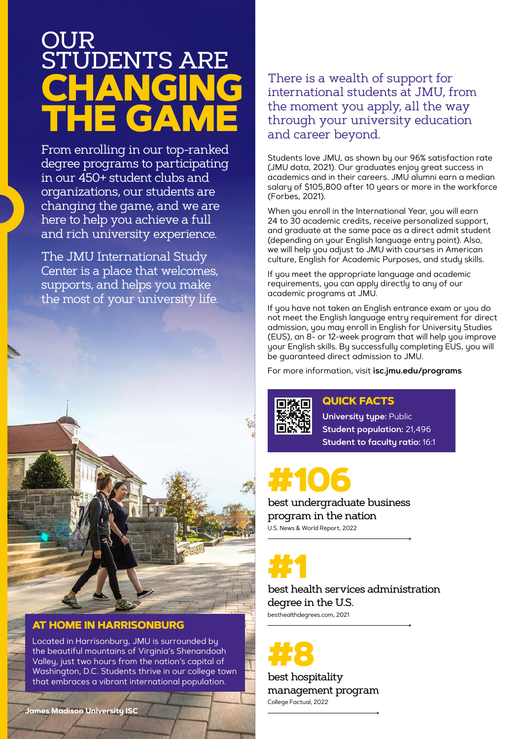# OUR STUDENTS ARE CHANGING THE GAME

From enrolling in our top-ranked degree programs to participating in our 450+ student clubs and organizations, our students are changing the game, and we are here to help you achieve a full and rich university experience.

The JMU International Study Center is a place that welcomes, supports, and helps you make the most of your university life.

## AT HOME IN HARRISONBURG

Located in Harrisonburg, JMU is surrounded by the beautiful mountains of Virginia's Shenandoah Valley, just two hours from the nation's capital of Washington, D.C. Students thrive in our college town that embraces a vibrant international population.

There is a wealth of support for international students at JMU, from the moment you apply, all the way through your university education and career beyond.

Students love JMU, as shown by our 96% satisfaction rate (JMU data, 2021). Our graduates enjoy great success in academics and in their careers. JMU alumni earn a median salary of $105,800 after 10 years or more in the workforce (Forbes, 2021).

When you enroll in the International Year, you will earn 24 to 30 academic credits, receive personalized support, and graduate at the same pace as a direct admit student (depending on your English language entry point). Also, we will help you adjust to JMU with courses in American culture, English for Academic Purposes, and study skills.

If you meet the appropriate language and academic requirements, you can apply directly to any of our academic programs at JMU.

If you have not taken an English entrance exam or you do not meet the English language entry requirement for direct admission, you may enroll in English for University Studies (EUS), an 8- or 12-week program that will help you improve your English skills. By successfully completing EUS, you will be guaranteed direct admission to JMU.

For more information, visit **isc.jmu.edu/programs**

## QUICK FACTS

**University type:** Public
**Student population:** 21,496
**Student to faculty ratio:** 16:1

## #106

best undergraduate business program in the nation
U.S. News & World Report, 2022

## #1

best health services administration degree in the U.S.
besthealthdegrees.com, 2021

## #8

best hospitality management program
College Factual, 2022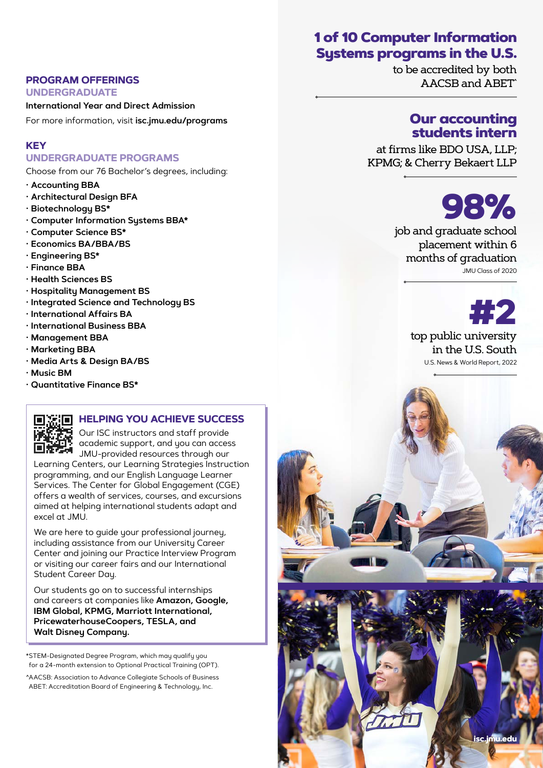## PROGRAM OFFERINGS

### UNDERGRADUATE

**International Year and Direct Admission**

For more information, visit **isc.jmu.edu/programs**

## KEY

### UNDERGRADUATE PROGRAMS

Choose from our 76 Bachelor's degrees, including:

- **Accounting BBA**
- **Architectural Design BFA**
- **Biotechnology BS***
- **Computer Information Systems BBA***
- **Computer Science BS***
- **Economics BA/BBA/BS**
- **Engineering BS***
- **Finance BBA**
- **Health Sciences BS**
- **Hospitality Management BS**
- **Integrated Science and Technology BS**
- **International Affairs BA**
- **International Business BBA**
- **Management BBA**
- **Marketing BBA**
- **Media Arts & Design BA/BS**
- **Music BM**
- **Quantitative Finance BS***

### HELPING YOU ACHIEVE SUCCESS

Our ISC instructors and staff provide academic support, and you can access JMU-provided resources through our Learning Centers, our Learning Strategies Instruction programming, and our English Language Learner Services. The Center for Global Engagement (CGE) offers a wealth of services, courses, and excursions aimed at helping international students adapt and excel at JMU.

We are here to guide your professional journey, including assistance from our University Career Center and joining our Practice Interview Program or visiting our career fairs and our International Student Career Day.

Our students go on to successful internships and careers at companies like **Amazon, Google, IBM Global, KPMG, Marriott International, PricewaterhouseCoopers, TESLA, and Walt Disney Company.**

*STEM-Designated Degree Program, which may qualify you for a 24-month extension to Optional Practical Training (OPT).

^AACSB: Association to Advance Collegiate Schools of Business
ABET: Accreditation Board of Engineering & Technology, Inc.

## 1 of 10 Computer Information Systems programs in the U.S.

to be accredited by both AACSB and ABET^

## Our accounting students intern

at firms like BDO USA, LLP; KPMG; & Cherry Bekaert LLP

## 98%

job and graduate school placement within 6 months of graduation

JMU Class of 2020

## #2

top public university in the U.S. South

U.S. News & World Report, 2022

isc.jmu.edu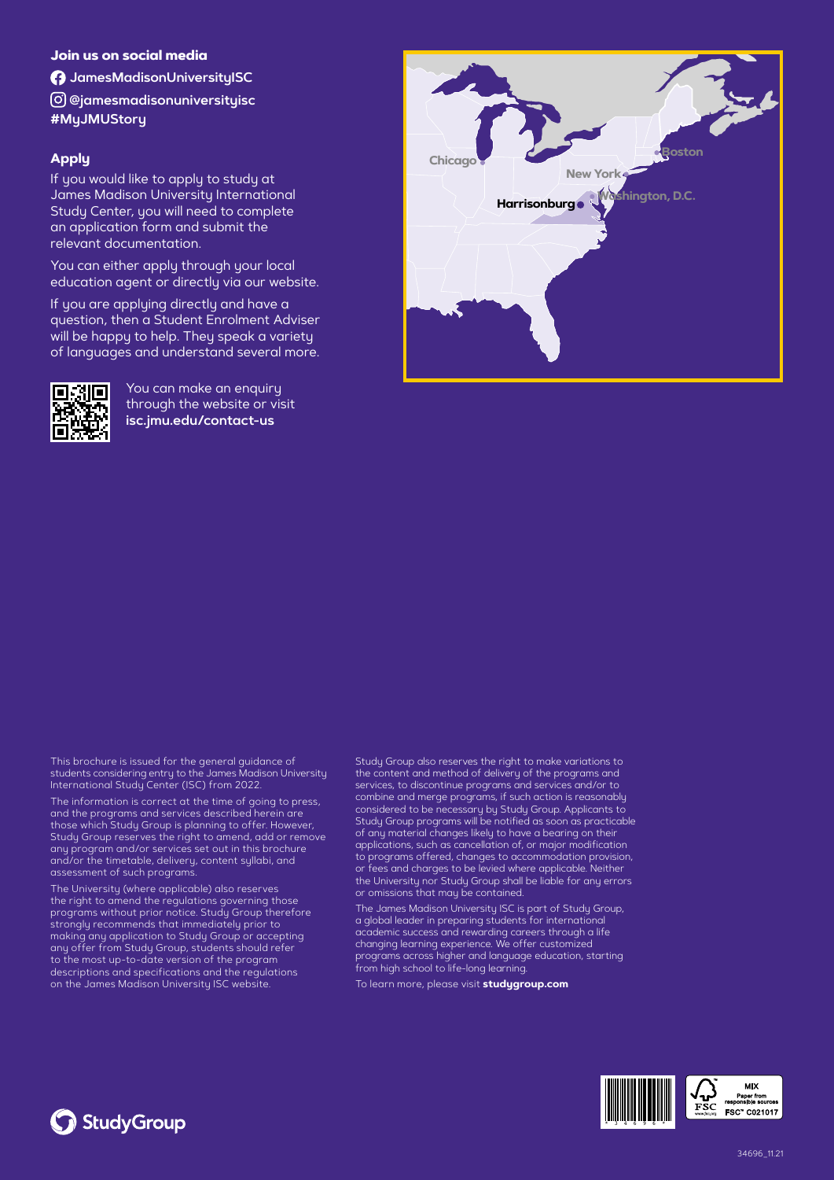## Join us on social media

JamesMadisonUniversityISC

@jamesmadisonuniversityisc

#MyJMUStory

## Apply

If you would like to apply to study at James Madison University International Study Center, you will need to complete an application form and submit the relevant documentation.

You can either apply through your local education agent or directly via our website.

If you are applying directly and have a question, then a Student Enrolment Adviser will be happy to help. They speak a variety of languages and understand several more.

You can make an enquiry through the website or visit **isc.jmu.edu/contact-us**

Chicago

Boston

New York

Harrisonburg

Washington, D.C.

This brochure is issued for the general guidance of students considering entry to the James Madison University International Study Center (ISC) from 2022.

The information is correct at the time of going to press, and the programs and services described herein are those which Study Group is planning to offer. However, Study Group reserves the right to amend, add or remove any program and/or services set out in this brochure and/or the timetable, delivery, content syllabi, and assessment of such programs.

The University (where applicable) also reserves the right to amend the regulations governing those programs without prior notice. Study Group therefore strongly recommends that immediately prior to making any application to Study Group or accepting any offer from Study Group, students should refer to the most up-to-date version of the program descriptions and specifications and the regulations on the James Madison University ISC website.

Study Group also reserves the right to make variations to the content and method of delivery of the programs and services, to discontinue programs and services and/or to combine and merge programs, if such action is reasonably considered to be necessary by Study Group. Applicants to Study Group programs will be notified as soon as practicable of any material changes likely to have a bearing on their applications, such as cancellation of, or major modification to programs offered, changes to accommodation provision, or fees and charges to be levied where applicable. Neither the University nor Study Group shall be liable for any errors or omissions that may be contained.

The James Madison University ISC is part of Study Group, a global leader in preparing students for international academic success and rewarding careers through a life changing learning experience. We offer customized programs across higher and language education, starting from high school to life-long learning.

To learn more, please visit **studygroup.com**

StudyGroup

MIX
Paper from responsible sources
FSC™ C021017

34696_11.21